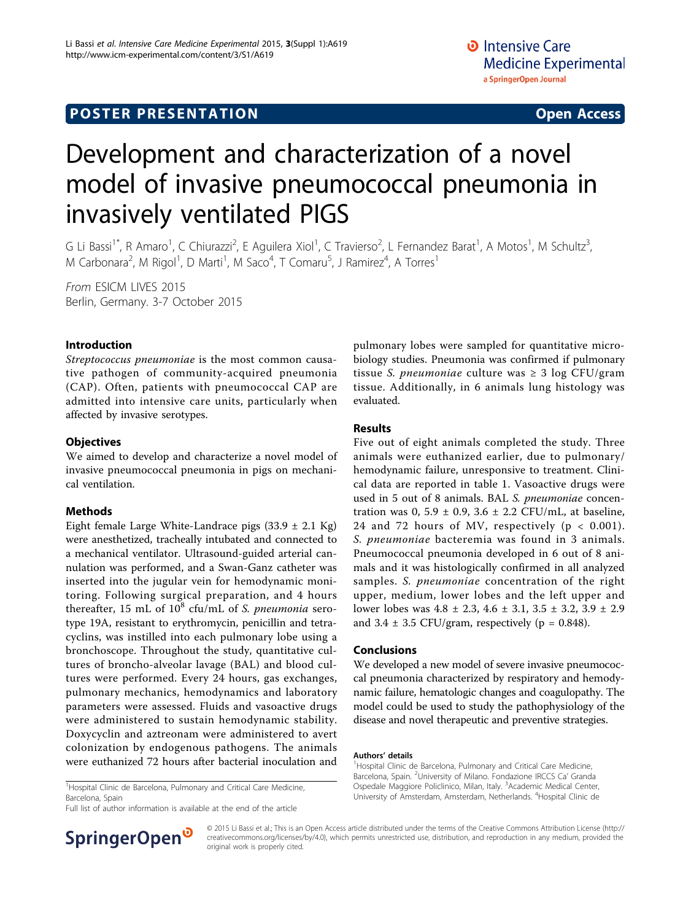POSTER PRESENTATION Open Access

# Development and characterization of a novel model of invasive pneumococcal pneumonia in invasively ventilated PIGS

G Li Bassi[1*], R Amaro[1], C Chiurazzi[2], E Aguilera Xiol[1], C Travierso[2], L Fernandez Barat[1], A Motos[1], M Schultz[3], M Carbonara[2], M Rigol[1], D Marti[1], M Saco[4], T Comaru[5], J Ramirez[4], A Torres[1]

*From* ESICM LIVES 2015
Berlin, Germany. 3-7 October 2015

## Introduction

*Streptococcus pneumoniae* is the most common causative pathogen of community-acquired pneumonia (CAP). Often, patients with pneumococcal CAP are admitted into intensive care units, particularly when affected by invasive serotypes.

## Objectives

We aimed to develop and characterize a novel model of invasive pneumococcal pneumonia in pigs on mechanical ventilation.

## Methods

Eight female Large White-Landrace pigs (33.9 ± 2.1 Kg) were anesthetized, tracheally intubated and connected to a mechanical ventilator. Ultrasound-guided arterial cannulation was performed, and a Swan-Ganz catheter was inserted into the jugular vein for hemodynamic monitoring. Following surgical preparation, and 4 hours thereafter, 15 mL of $10^8$ cfu/mL of *S. pneumonia* serotype 19A, resistant to erythromycin, penicillin and tetracyclins, was instilled into each pulmonary lobe using a bronchoscope. Throughout the study, quantitative cultures of broncho-alveolar lavage (BAL) and blood cultures were performed. Every 24 hours, gas exchanges, pulmonary mechanics, hemodynamics and laboratory parameters were assessed. Fluids and vasoactive drugs were administered to sustain hemodynamic stability. Doxycyclin and aztreonam were administered to avert colonization by endogenous pathogens. The animals were euthanized 72 hours after bacterial inoculation and pulmonary lobes were sampled for quantitative microbiology studies. Pneumonia was confirmed if pulmonary tissue *S. pneumoniae* culture was ≥ 3 log CFU/gram tissue. Additionally, in 6 animals lung histology was evaluated.

## Results

Five out of eight animals completed the study. Three animals were euthanized earlier, due to pulmonary/hemodynamic failure, unresponsive to treatment. Clinical data are reported in table 1. Vasoactive drugs were used in 5 out of 8 animals. BAL *S. pneumoniae* concentration was 0, 5.9 ± 0.9, 3.6 ± 2.2 CFU/mL, at baseline, 24 and 72 hours of MV, respectively ($p < 0.001$). *S. pneumoniae* bacteremia was found in 3 animals. Pneumococcal pneumonia developed in 6 out of 8 animals and it was histologically confirmed in all analyzed samples. *S. pneumoniae* concentration of the right upper, medium, lower lobes and the left upper and lower lobes was 4.8 ± 2.3, 4.6 ± 3.1, 3.5 ± 3.2, 3.9 ± 2.9 and 3.4 ± 3.5 CFU/gram, respectively ($p = 0.848$).

## Conclusions

We developed a new model of severe invasive pneumococcal pneumonia characterized by respiratory and hemodynamic failure, hematologic changes and coagulopathy. The model could be used to study the pathophysiology of the disease and novel therapeutic and preventive strategies.

### Authors' details

[1]Hospital Clinic de Barcelona, Pulmonary and Critical Care Medicine, Barcelona, Spain. [2]University of Milano. Fondazione IRCCS Ca' Granda Ospedale Maggiore Policlinico, Milan, Italy. [3]Academic Medical Center, University of Amsterdam, Amsterdam, Netherlands. [4]Hospital Clinic de

[1]Hospital Clinic de Barcelona, Pulmonary and Critical Care Medicine, Barcelona, Spain
Full list of author information is available at the end of the article

© 2015 Li Bassi et al.; This is an Open Access article distributed under the terms of the Creative Commons Attribution License (http://creativecommons.org/licenses/by/4.0), which permits unrestricted use, distribution, and reproduction in any medium, provided the original work is properly cited.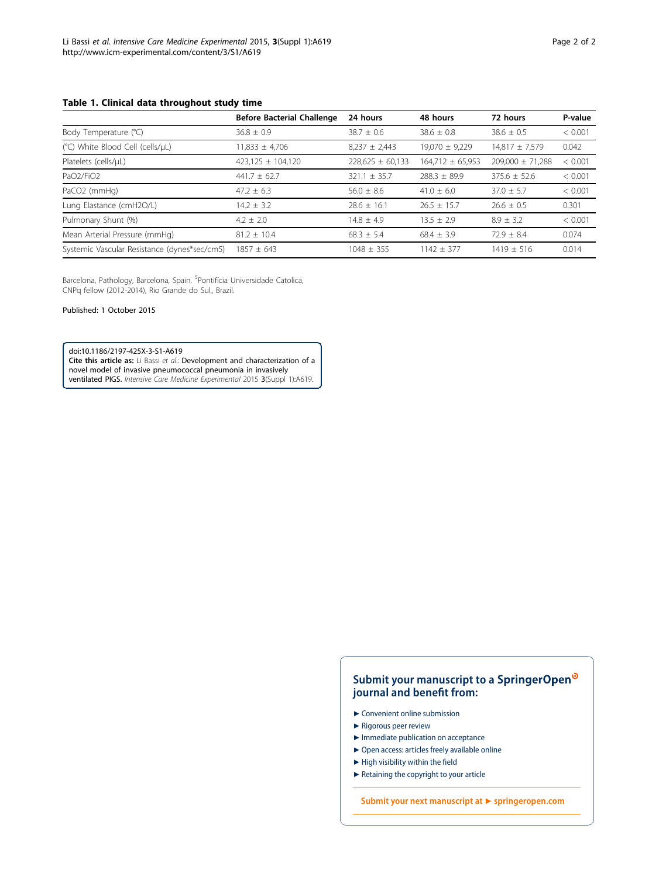**Table 1. Clinical data throughout study time**

| | Before Bacterial Challenge | 24 hours | 48 hours | 72 hours | P-value |
|---|---|---|---|---|---|
| Body Temperature (°C) | 36.8 ± 0.9 | 38.7 ± 0.6 | 38.6 ± 0.8 | 38.6 ± 0.5 | < 0.001 |
| (°C) White Blood Cell (cells/µL) | 11,833 ± 4,706 | 8,237 ± 2,443 | 19,070 ± 9,229 | 14,817 ± 7,579 | 0.042 |
| Platelets (cells/µL) | 423,125 ± 104,120 | 228,625 ± 60,133 | 164,712 ± 65,953 | 209,000 ± 71,288 | < 0.001 |
| PaO2/FiO2 | 441.7 ± 62.7 | 321.1 ± 35.7 | 288.3 ± 89.9 | 375.6 ± 52.6 | < 0.001 |
| PaCO2 (mmHg) | 47.2 ± 6.3 | 56.0 ± 8.6 | 41.0 ± 6.0 | 37.0 ± 5.7 | < 0.001 |
| Lung Elastance (cmH2O/L) | 14.2 ± 3.2 | 28.6 ± 16.1 | 26.5 ± 15.7 | 26.6 ± 0.5 | 0.301 |
| Pulmonary Shunt (%) | 4.2 ± 2.0 | 14.8 ± 4.9 | 13.5 ± 2.9 | 8.9 ± 3.2 | < 0.001 |
| Mean Arterial Pressure (mmHg) | 81.2 ± 10.4 | 68.3 ± 5.4 | 68.4 ± 3.9 | 72.9 ± 8.4 | 0.074 |
| Systemic Vascular Resistance (dynes*sec/cm5) | 1857 ± 643 | 1048 ± 355 | 1142 ± 377 | 1419 ± 516 | 0.014 |

Barcelona, Pathology, Barcelona, Spain. [5]Pontifícia Universidade Catolica, CNPq fellow (2012-2014), Rio Grande do Sul,, Brazil.

Published: 1 October 2015

doi:10.1186/2197-425X-3-S1-A619
**Cite this article as:** Li Bassi *et al.*: Development and characterization of a novel model of invasive pneumococcal pneumonia in invasively ventilated PIGS. *Intensive Care Medicine Experimental* 2015 **3**(Suppl 1):A619.

**Submit your manuscript to a SpringerOpen journal and benefit from:**

- ► Convenient online submission
- ► Rigorous peer review
- ► Immediate publication on acceptance
- ► Open access: articles freely available online
- ► High visibility within the field
- ► Retaining the copyright to your article

**Submit your next manuscript at ► springeropen.com**